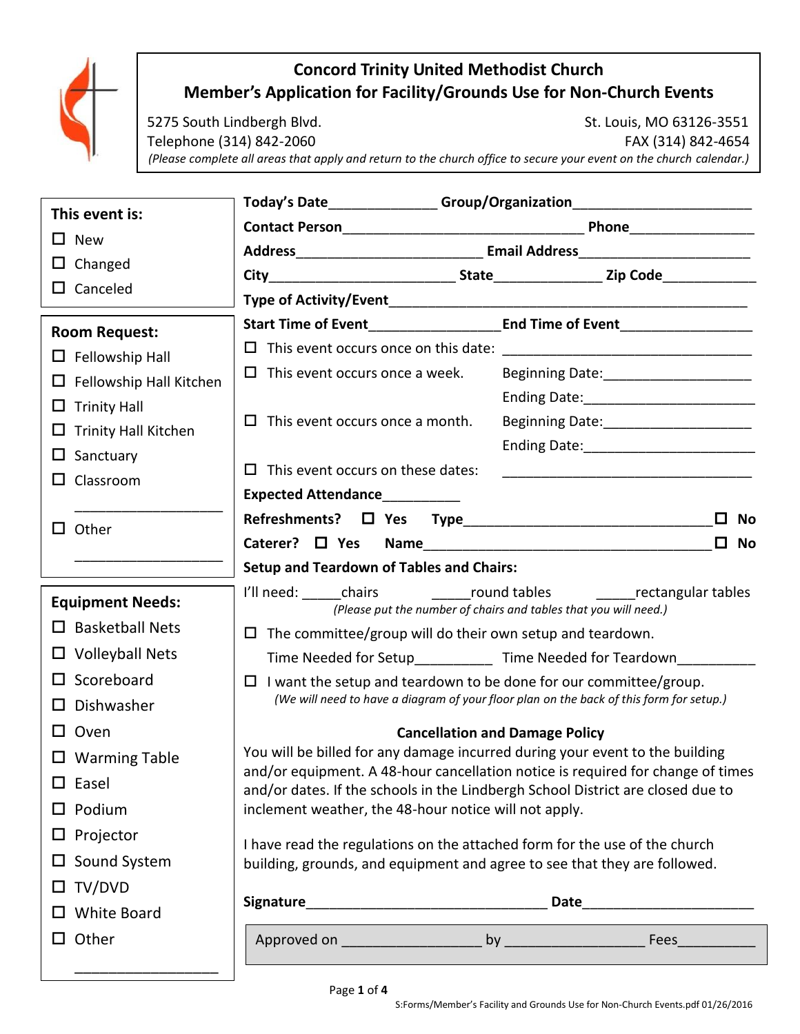# Concord Trinity United Methodist Church

## Member's Application for Facility/Grounds Use for Non-Church Events

5275 South Lindbergh Blvd. St. Louis, MO 63126-3551

Telephone (314) 842-2060 FAX (314) 842-4654

*(Please complete all areas that apply and return to the church office to secure your event on the church calendar.)*

**This event is:**

- ☐ New
- ☐ Changed
- ☐ Canceled

**Room Request:**

- ☐ Fellowship Hall
- ☐ Fellowship Hall Kitchen
- ☐ Trinity Hall
- ☐ Trinity Hall Kitchen
- ☐ Sanctuary
- ☐ Classroom
- ___________________
- ☐ Other
- ___________________

**Equipment Needs:**

- ☐ Basketball Nets
- ☐ Volleyball Nets
- ☐ Scoreboard
- ☐ Dishwasher
- ☐ Oven
- ☐ Warming Table
- ☐ Easel
- ☐ Podium
- ☐ Projector
- ☐ Sound System
- ☐ TV/DVD
- ☐ White Board
- ☐ Other
- ___________________

**Today's Date**______________ **Group/Organization**________________________

**Contact Person**________________________________ **Phone**________________

**Address**________________________ **Email Address**______________________

**City**________________________ **State**______________ **Zip Code**____________

**Type of Activity/Event**_______________________________________________

**Start Time of Event**________________ **End Time of Event**_________________

☐ This event occurs once on this date: ________________________________

☐ This event occurs once a week. Beginning Date:___________________ Ending Date:______________________

☐ This event occurs once a month. Beginning Date:___________________ Ending Date:______________________

☐ This event occurs on these dates: ________________________________

**Expected Attendance**__________

**Refreshments?** ☐ **Yes** **Type**_________________________________ ☐ **No**

**Caterer?** ☐ **Yes** **Name**_____________________________________ ☐ **No**

**Setup and Teardown of Tables and Chairs:**

I'll need: _____chairs _____round tables _____rectangular tables

*(Please put the number of chairs and tables that you will need.)*

☐ The committee/group will do their own setup and teardown.

Time Needed for Setup__________ Time Needed for Teardown__________

☐ I want the setup and teardown to be done for our committee/group.

*(We will need to have a diagram of your floor plan on the back of this form for setup.)*

**Cancellation and Damage Policy**

You will be billed for any damage incurred during your event to the building and/or equipment. A 48-hour cancellation notice is required for change of times and/or dates. If the schools in the Lindbergh School District are closed due to inclement weather, the 48-hour notice will not apply.

I have read the regulations on the attached form for the use of the church building, grounds, and equipment and agree to see that they are followed.

**Signature**_______________________________ **Date**______________________

Approved on _________________ by _________________ Fees__________

S:Forms/Member's Facility and Grounds Use for Non-Church Events.pdf 01/26/2016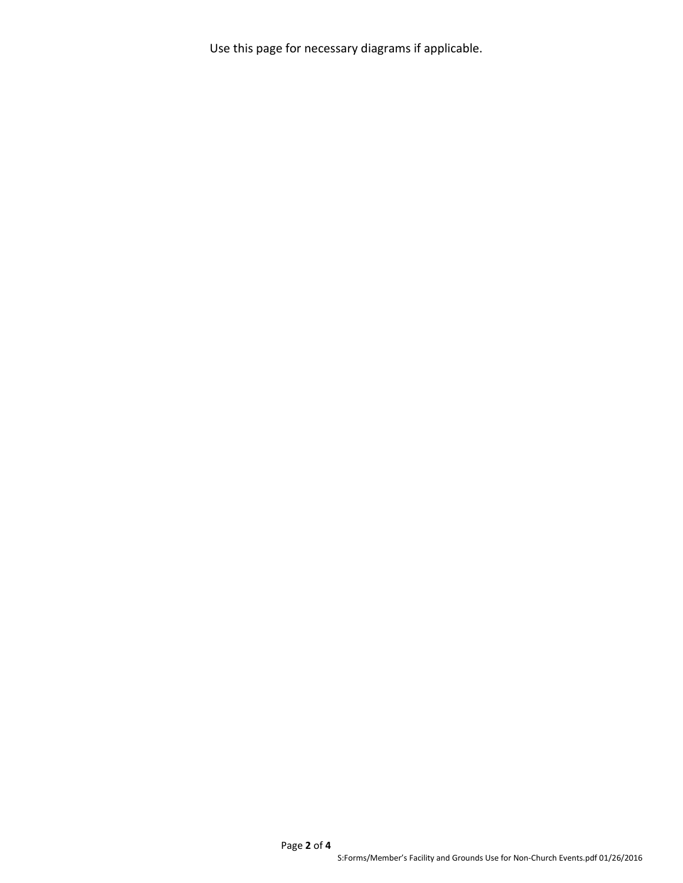Use this page for necessary diagrams if applicable.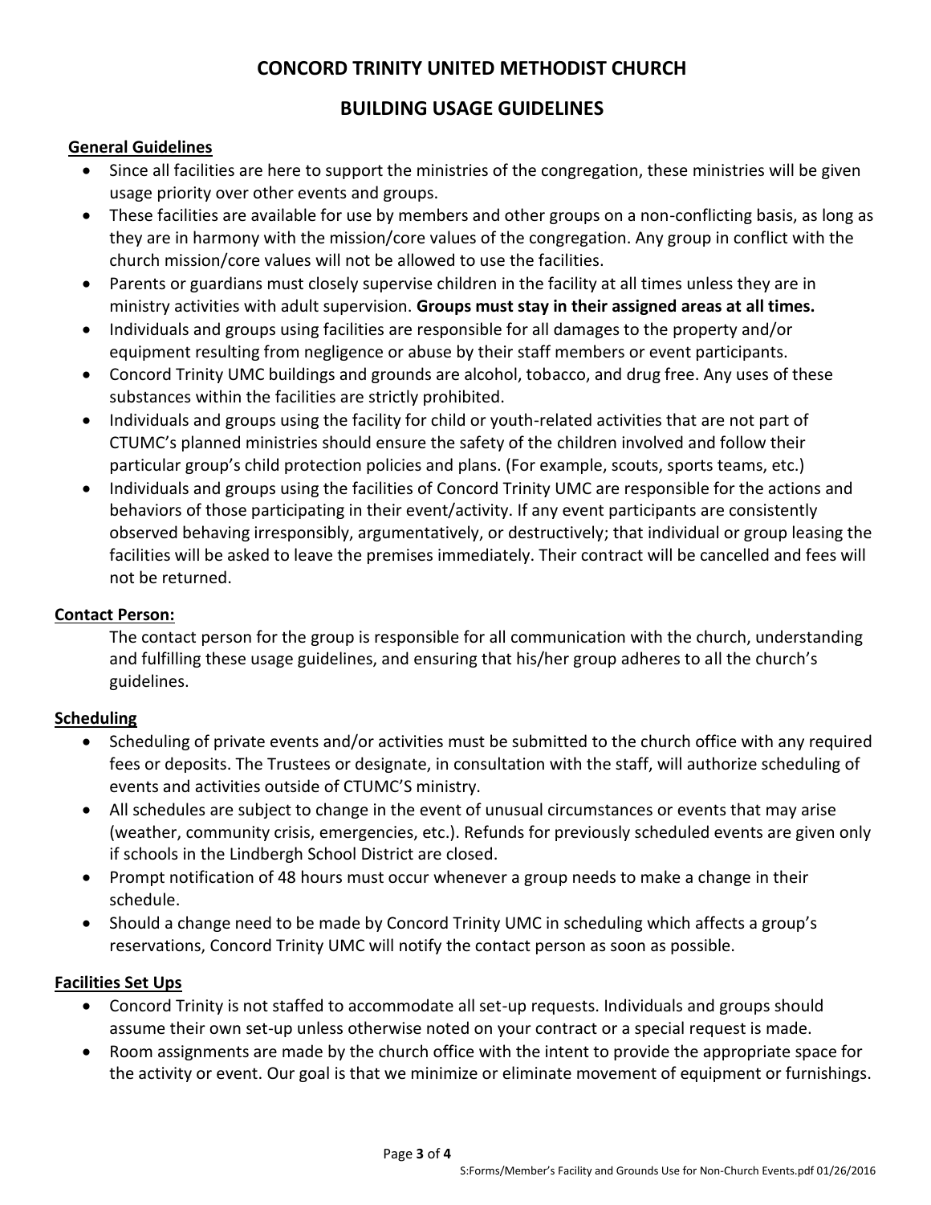# CONCORD TRINITY UNITED METHODIST CHURCH

## BUILDING USAGE GUIDELINES

### General Guidelines

- Since all facilities are here to support the ministries of the congregation, these ministries will be given usage priority over other events and groups.
- These facilities are available for use by members and other groups on a non-conflicting basis, as long as they are in harmony with the mission/core values of the congregation. Any group in conflict with the church mission/core values will not be allowed to use the facilities.
- Parents or guardians must closely supervise children in the facility at all times unless they are in ministry activities with adult supervision. **Groups must stay in their assigned areas at all times.**
- Individuals and groups using facilities are responsible for all damages to the property and/or equipment resulting from negligence or abuse by their staff members or event participants.
- Concord Trinity UMC buildings and grounds are alcohol, tobacco, and drug free. Any uses of these substances within the facilities are strictly prohibited.
- Individuals and groups using the facility for child or youth-related activities that are not part of CTUMC's planned ministries should ensure the safety of the children involved and follow their particular group's child protection policies and plans. (For example, scouts, sports teams, etc.)
- Individuals and groups using the facilities of Concord Trinity UMC are responsible for the actions and behaviors of those participating in their event/activity. If any event participants are consistently observed behaving irresponsibly, argumentatively, or destructively; that individual or group leasing the facilities will be asked to leave the premises immediately. Their contract will be cancelled and fees will not be returned.

### Contact Person:

The contact person for the group is responsible for all communication with the church, understanding and fulfilling these usage guidelines, and ensuring that his/her group adheres to all the church's guidelines.

### Scheduling

- Scheduling of private events and/or activities must be submitted to the church office with any required fees or deposits. The Trustees or designate, in consultation with the staff, will authorize scheduling of events and activities outside of CTUMC'S ministry.
- All schedules are subject to change in the event of unusual circumstances or events that may arise (weather, community crisis, emergencies, etc.). Refunds for previously scheduled events are given only if schools in the Lindbergh School District are closed.
- Prompt notification of 48 hours must occur whenever a group needs to make a change in their schedule.
- Should a change need to be made by Concord Trinity UMC in scheduling which affects a group's reservations, Concord Trinity UMC will notify the contact person as soon as possible.

### Facilities Set Ups

- Concord Trinity is not staffed to accommodate all set-up requests. Individuals and groups should assume their own set-up unless otherwise noted on your contract or a special request is made.
- Room assignments are made by the church office with the intent to provide the appropriate space for the activity or event. Our goal is that we minimize or eliminate movement of equipment or furnishings.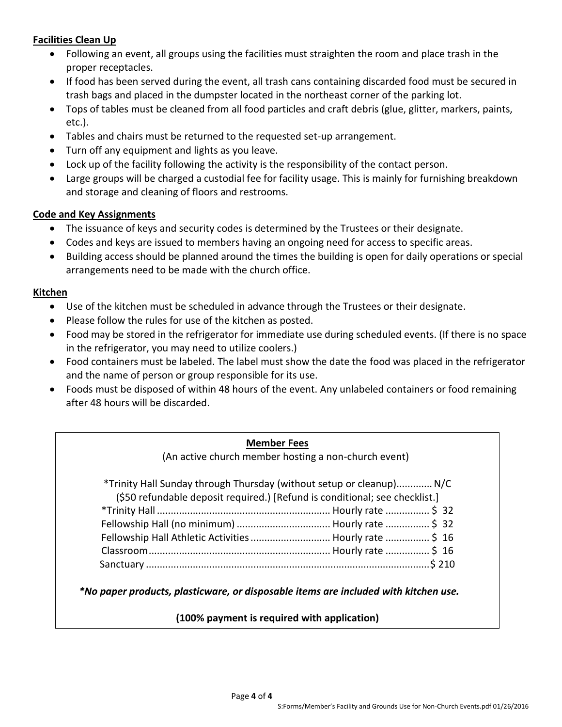**Facilities Clean Up**

- Following an event, all groups using the facilities must straighten the room and place trash in the proper receptacles.
- If food has been served during the event, all trash cans containing discarded food must be secured in trash bags and placed in the dumpster located in the northeast corner of the parking lot.
- Tops of tables must be cleaned from all food particles and craft debris (glue, glitter, markers, paints, etc.).
- Tables and chairs must be returned to the requested set-up arrangement.
- Turn off any equipment and lights as you leave.
- Lock up of the facility following the activity is the responsibility of the contact person.
- Large groups will be charged a custodial fee for facility usage. This is mainly for furnishing breakdown and storage and cleaning of floors and restrooms.

**Code and Key Assignments**

- The issuance of keys and security codes is determined by the Trustees or their designate.
- Codes and keys are issued to members having an ongoing need for access to specific areas.
- Building access should be planned around the times the building is open for daily operations or special arrangements need to be made with the church office.

**Kitchen**

- Use of the kitchen must be scheduled in advance through the Trustees or their designate.
- Please follow the rules for use of the kitchen as posted.
- Food may be stored in the refrigerator for immediate use during scheduled events. (If there is no space in the refrigerator, you may need to utilize coolers.)
- Food containers must be labeled. The label must show the date the food was placed in the refrigerator and the name of person or group responsible for its use.
- Foods must be disposed of within 48 hours of the event. Any unlabeled containers or food remaining after 48 hours will be discarded.

**Member Fees**

(An active church member hosting a non-church event)

*Trinity Hall Sunday through Thursday (without setup or cleanup)............. N/C
($50 refundable deposit required.) [Refund is conditional; see checklist.]
*Trinity Hall ............................................................... Hourly rate ................ $ 32
Fellowship Hall (no minimum) .................................. Hourly rate ................ $ 32
Fellowship Hall Athletic Activities ............................. Hourly rate ................ $ 16
Classroom .................................................................. Hourly rate ................ $ 16
Sanctuary ........................................................................................................ $ 210

***No paper products, plasticware, or disposable items are included with kitchen use.***

**(100% payment is required with application)**